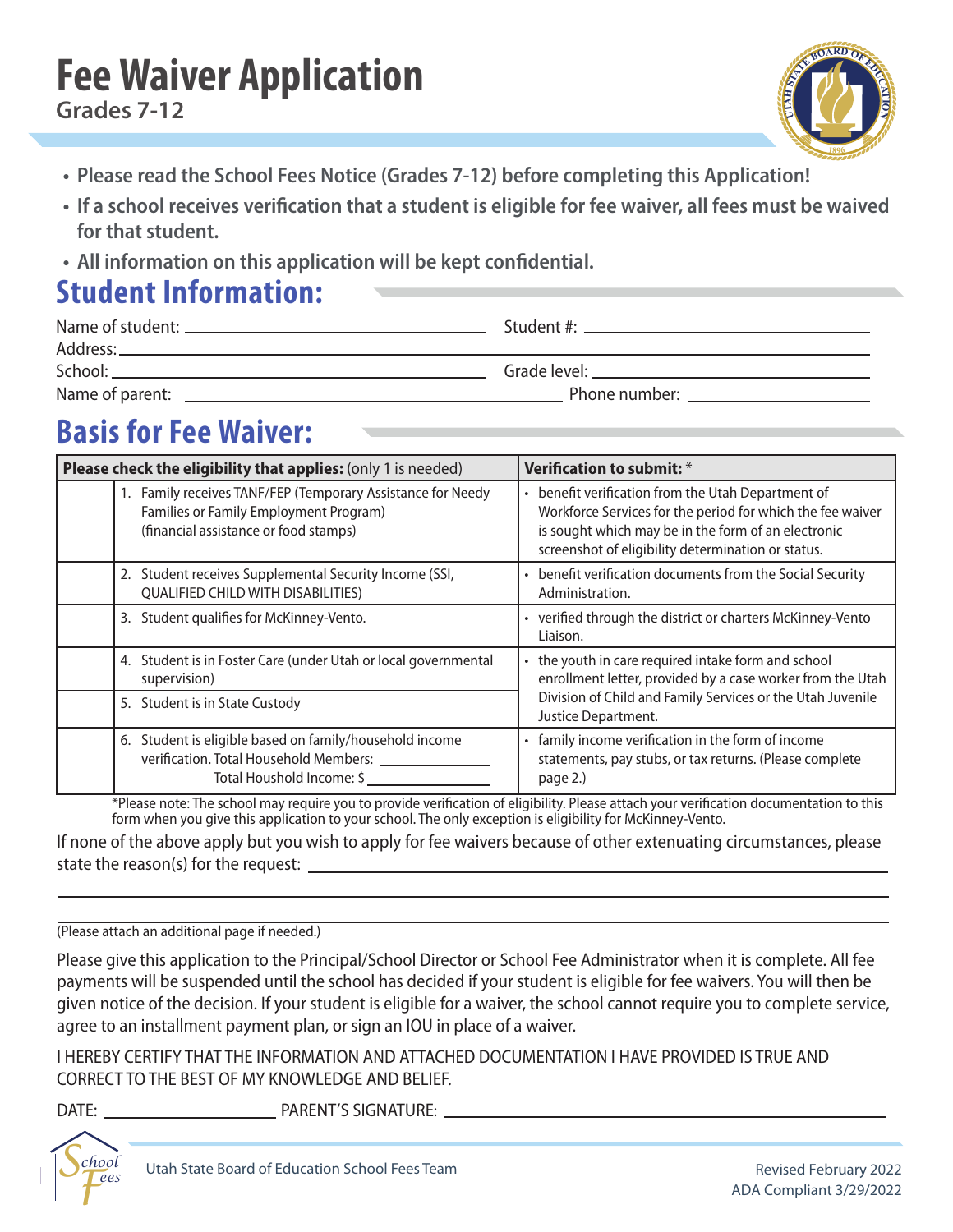# Fee Waiver Application

## Grades 7-12

- **Please read the School Fees Notice (Grades 7-12) before completing this Application!**
- **If a school receives verification that a student is eligible for fee waiver, all fees must be waived for that student.**
- **All information on this application will be kept confidential.**

## Student Information:

Name of student: ______________________ Student #: ______________________

Address: ______________________________________________

School: ______________________ Grade level: ______________________

Name of parent: ______________________ Phone number: ______________________

## Basis for Fee Waiver:

| | **Please check the eligibility that applies:** (only 1 is needed) | **Verification to submit:** * |
|---|---|---|
| | 1. Family receives TANF/FEP (Temporary Assistance for Needy Families or Family Employment Program) (financial assistance or food stamps) | • benefit verification from the Utah Department of Workforce Services for the period for which the fee waiver is sought which may be in the form of an electronic screenshot of eligibility determination or status. |
| | 2. Student receives Supplemental Security Income (SSI, QUALIFIED CHILD WITH DISABILITIES) | • benefit verification documents from the Social Security Administration. |
| | 3. Student qualifies for McKinney-Vento. | • verified through the district or charters McKinney-Vento Liaison. |
| | 4. Student is in Foster Care (under Utah or local governmental supervision) | • the youth in care required intake form and school enrollment letter, provided by a case worker from the Utah Division of Child and Family Services or the Utah Juvenile Justice Department. |
| | 5. Student is in State Custody | |
| | 6. Student is eligible based on family/household income verification. Total Household Members: ________ Total Houshold Income: $ ________ | • family income verification in the form of income statements, pay stubs, or tax returns. (Please complete page 2.) |

*Please note: The school may require you to provide verification of eligibility. Please attach your verification documentation to this form when you give this application to your school. The only exception is eligibility for McKinney-Vento.

If none of the above apply but you wish to apply for fee waivers because of other extenuating circumstances, please state the reason(s) for the request: ______________________________________________

______________________________________________

______________________________________________

(Please attach an additional page if needed.)

Please give this application to the Principal/School Director or School Fee Administrator when it is complete. All fee payments will be suspended until the school has decided if your student is eligible for fee waivers. You will then be given notice of the decision. If your student is eligible for a waiver, the school cannot require you to complete service, agree to an installment payment plan, or sign an IOU in place of a waiver.

I HEREBY CERTIFY THAT THE INFORMATION AND ATTACHED DOCUMENTATION I HAVE PROVIDED IS TRUE AND CORRECT TO THE BEST OF MY KNOWLEDGE AND BELIEF.

DATE: ______________ PARENT'S SIGNATURE: ______________________________

Utah State Board of Education School Fees Team

Revised February 2022
ADA Compliant 3/29/2022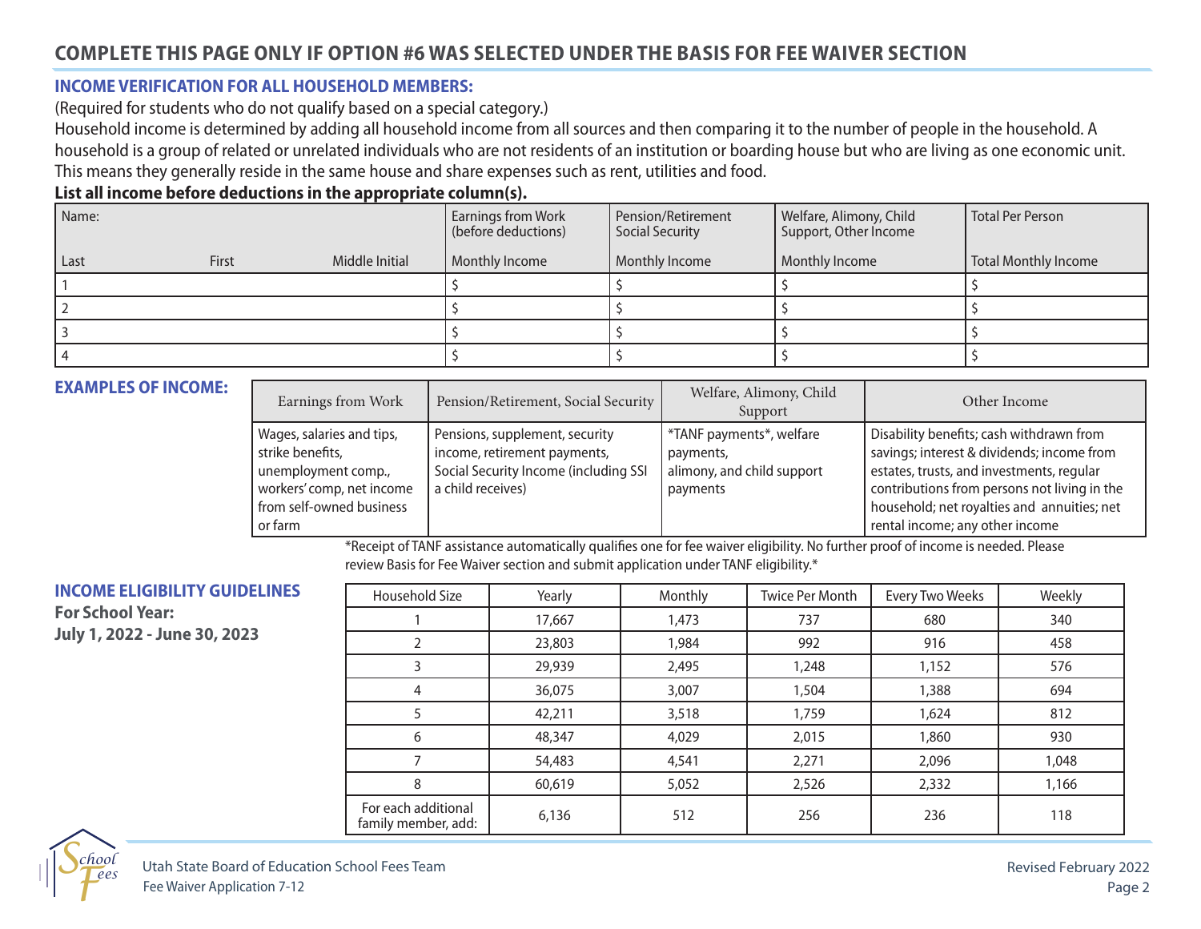# COMPLETE THIS PAGE ONLY IF OPTION #6 WAS SELECTED UNDER THE BASIS FOR FEE WAIVER SECTION

## INCOME VERIFICATION FOR ALL HOUSEHOLD MEMBERS:

(Required for students who do not qualify based on a special category.)

Household income is determined by adding all household income from all sources and then comparing it to the number of people in the household. A household is a group of related or unrelated individuals who are not residents of an institution or boarding house but who are living as one economic unit. This means they generally reside in the same house and share expenses such as rent, utilities and food.

**List all income before deductions in the appropriate column(s).**

| Name: | | | Earnings from Work (before deductions) | Pension/Retirement Social Security | Welfare, Alimony, Child Support, Other Income | Total Per Person |
|---|---|---|---|---|---|---|
| Last | First | Middle Initial | Monthly Income | Monthly Income | Monthly Income | Total Monthly Income |
| 1 | | | $ | $ | $ | $ |
| 2 | | | $ | $ | $ | $ |
| 3 | | | $ | $ | $ | $ |
| 4 | | | $ | $ | $ | $ |

## EXAMPLES OF INCOME:

| Earnings from Work | Pension/Retirement, Social Security | Welfare, Alimony, Child Support | Other Income |
|---|---|---|---|
| Wages, salaries and tips, strike benefits, unemployment comp., workers' comp, net income from self-owned business or farm | Pensions, supplement, security income, retirement payments, Social Security Income (including SSI a child receives) | *TANF payments*, welfare payments, alimony, and child support payments | Disability benefits; cash withdrawn from savings; interest & dividends; income from estates, trusts, and investments, regular contributions from persons not living in the household; net royalties and annuities; net rental income; any other income |

*Receipt of TANF assistance automatically qualifies one for fee waiver eligibility. No further proof of income is needed. Please review Basis for Fee Waiver section and submit application under TANF eligibility.*

## INCOME ELIGIBILITY GUIDELINES

**For School Year:**
**July 1, 2022 - June 30, 2023**

| Household Size | Yearly | Monthly | Twice Per Month | Every Two Weeks | Weekly |
|---|---|---|---|---|---|
| 1 | 17,667 | 1,473 | 737 | 680 | 340 |
| 2 | 23,803 | 1,984 | 992 | 916 | 458 |
| 3 | 29,939 | 2,495 | 1,248 | 1,152 | 576 |
| 4 | 36,075 | 3,007 | 1,504 | 1,388 | 694 |
| 5 | 42,211 | 3,518 | 1,759 | 1,624 | 812 |
| 6 | 48,347 | 4,029 | 2,015 | 1,860 | 930 |
| 7 | 54,483 | 4,541 | 2,271 | 2,096 | 1,048 |
| 8 | 60,619 | 5,052 | 2,526 | 2,332 | 1,166 |
| For each additional family member, add: | 6,136 | 512 | 256 | 236 | 118 |